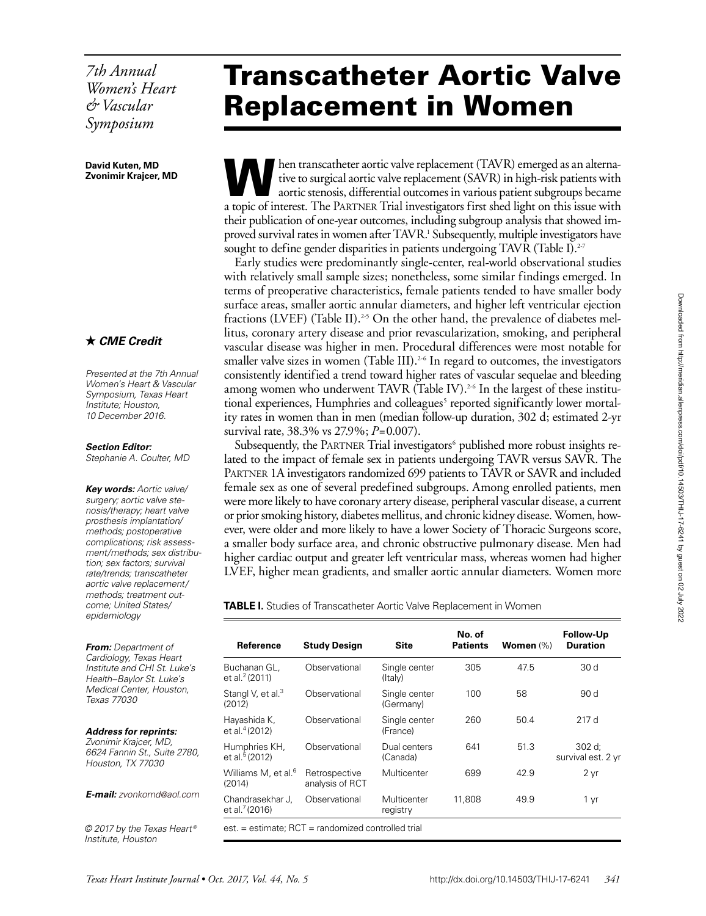*7th Annual Women's Heart & Vascular Symposium*

# Transcatheter Aortic Valve Replacement in Women

**David Kuten, MD**
**Zvonimir Krajcer, MD**

★ ***CME Credit***

*Presented at the 7th Annual Women's Heart & Vascular Symposium, Texas Heart Institute; Houston, 10 December 2016.*

***Section Editor:***
*Stephanie A. Coulter, MD*

***Key words:*** *Aortic valve/surgery; aortic valve stenosis/therapy; heart valve prosthesis implantation/methods; postoperative complications; risk assessment/methods; sex distribution; sex factors; survival rate/trends; transcatheter aortic valve replacement/methods; treatment outcome; United States/epidemiology*

***From:*** *Department of Cardiology, Texas Heart Institute and CHI St. Luke's Health–Baylor St. Luke's Medical Center, Houston, Texas 77030*

***Address for reprints:***
*Zvonimir Krajcer, MD, 6624 Fannin St., Suite 2780, Houston, TX 77030*

***E-mail:*** *zvonkomd@aol.com*

*© 2017 by the Texas Heart® Institute, Houston*

When transcatheter aortic valve replacement (TAVR) emerged as an alternative to surgical aortic valve replacement (SAVR) in high-risk patients with aortic stenosis, differential outcomes in various patient subgroups became a topic of interest. The PARTNER Trial investigators first shed light on this issue with their publication of one-year outcomes, including subgroup analysis that showed improved survival rates in women after TAVR.[1] Subsequently, multiple investigators have sought to define gender disparities in patients undergoing TAVR (Table I).[2-7]

Early studies were predominantly single-center, real-world observational studies with relatively small sample sizes; nonetheless, some similar findings emerged. In terms of preoperative characteristics, female patients tended to have smaller body surface areas, smaller aortic annular diameters, and higher left ventricular ejection fractions (LVEF) (Table II).[2-5] On the other hand, the prevalence of diabetes mellitus, coronary artery disease and prior revascularization, smoking, and peripheral vascular disease was higher in men. Procedural differences were most notable for smaller valve sizes in women (Table III).[2-6] In regard to outcomes, the investigators consistently identified a trend toward higher rates of vascular sequelae and bleeding among women who underwent TAVR (Table IV).[2-6] In the largest of these institutional experiences, Humphries and colleagues[5] reported significantly lower mortality rates in women than in men (median follow-up duration, 302 d; estimated 2-yr survival rate, 38.3% vs 27.9%; $P=0.007$).

Subsequently, the PARTNER Trial investigators[6] published more robust insights related to the impact of female sex in patients undergoing TAVR versus SAVR. The PARTNER 1A investigators randomized 699 patients to TAVR or SAVR and included female sex as one of several predefined subgroups. Among enrolled patients, men were more likely to have coronary artery disease, peripheral vascular disease, a current or prior smoking history, diabetes mellitus, and chronic kidney disease. Women, however, were older and more likely to have a lower Society of Thoracic Surgeons score, a smaller body surface area, and chronic obstructive pulmonary disease. Men had higher cardiac output and greater left ventricular mass, whereas women had higher LVEF, higher mean gradients, and smaller aortic annular diameters. Women more

**TABLE I.** Studies of Transcatheter Aortic Valve Replacement in Women

| Reference | Study Design | Site | No. of Patients | Women (%) | Follow-Up Duration |
|---|---|---|---|---|---|
| Buchanan GL, et al.[2] (2011) | Observational | Single center (Italy) | 305 | 47.5 | 30 d |
| Stangl V, et al.[3] (2012) | Observational | Single center (Germany) | 100 | 58 | 90 d |
| Hayashida K, et al.[4] (2012) | Observational | Single center (France) | 260 | 50.4 | 217 d |
| Humphries KH, et al.[5] (2012) | Observational | Dual centers (Canada) | 641 | 51.3 | 302 d; survival est. 2 yr |
| Williams M, et al.[6] (2014) | Retrospective analysis of RCT | Multicenter | 699 | 42.9 | 2 yr |
| Chandrasekhar J, et al.[7] (2016) | Observational | Multicenter registry | 11,808 | 49.9 | 1 yr |

est. = estimate; RCT = randomized controlled trial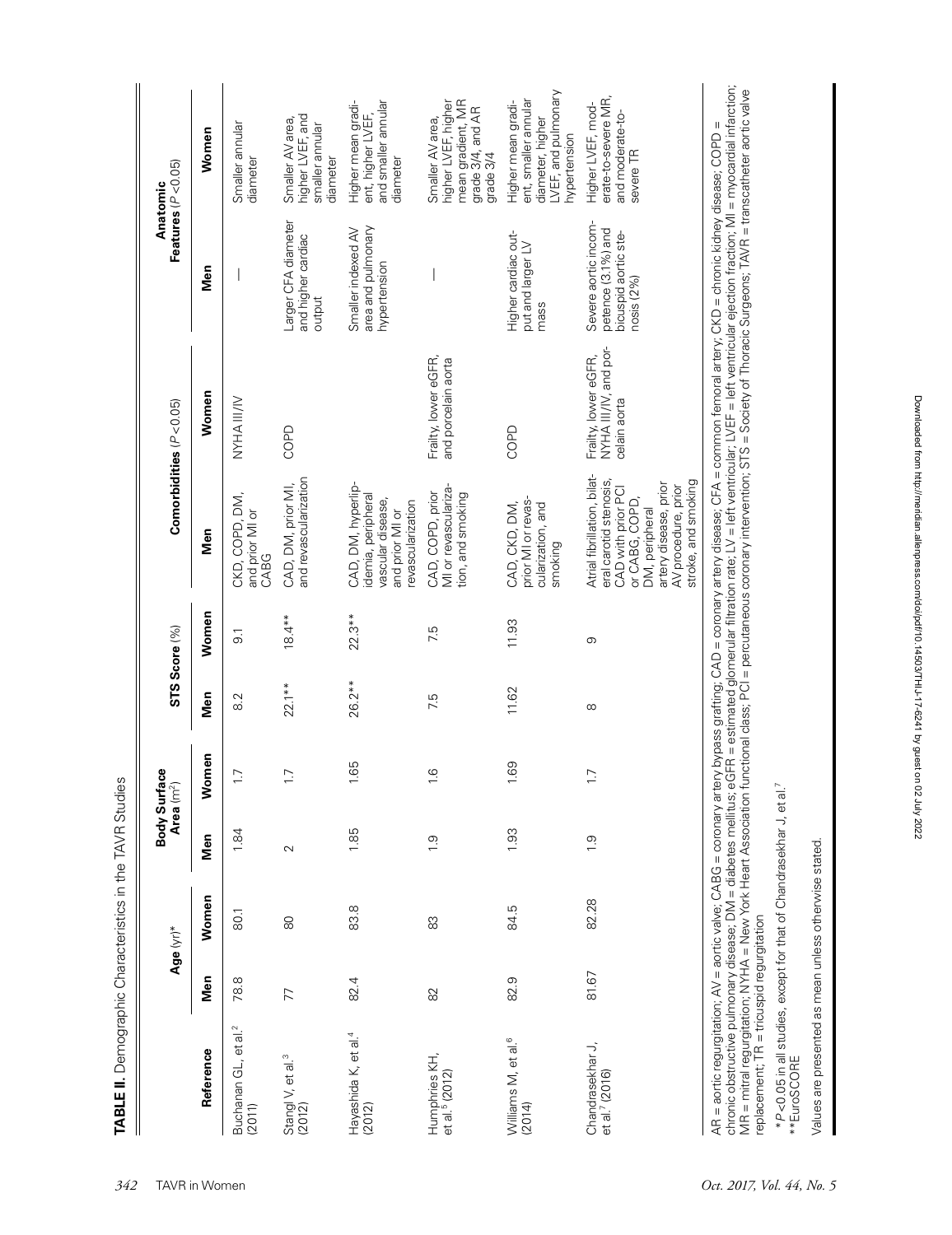**TABLE II.** Demographic Characteristics in the TAVR Studies

| Reference | Age (yr)* | | Body Surface Area ($m^2$) | | STS Score (%) | | Comorbidities ($P<0.05$) | | Anatomic Features ($P<0.05$) | |
|---|---|---|---|---|---|---|---|---|---|---|
| | Men | Women | Men | Women | Men | Women | Men | Women | Men | Women |
| Buchanan GL, et al.[2] (2011) | 78.8 | 80.1 | 1.84 | 1.7 | 8.2 | 9.1 | CKD, COPD, DM, and prior MI or CABG | NYHA III/IV | — | Smaller annular diameter |
| Stangl V, et al.[3] (2012) | 77 | 80 | 2 | 1.7 | 22.1** | 18.4** | CAD, DM, prior MI, and revascularization | COPD | Larger CFA diameter and higher cardiac output | Smaller AV area, higher LVEF, and smaller annular diameter |
| Hayashida K, et al.[4] (2012) | 82.4 | 83.8 | 1.85 | 1.65 | 26.2** | 22.3** | CAD, DM, hyperlipidemia, peripheral vascular disease, and prior MI or revascularization | | Smaller indexed AV area and pulmonary hypertension | Higher mean gradient, higher LVEF, and smaller annular diameter |
| Humphries KH, et al.[5] (2012) | 82 | 83 | 1.9 | 1.6 | 7.5 | 7.5 | CAD, COPD, prior MI or revascularization, and smoking | Frailty, lower eGFR, and porcelain aorta | — | Smaller AV area, higher LVEF, higher mean gradient, MR grade 3/4, and AR grade 3/4 |
| Williams M, et al.[6] (2014) | 82.9 | 84.5 | 1.93 | 1.69 | 11.62 | 11.93 | CAD, CKD, DM, prior MI or revascularization, and smoking | COPD | Higher cardiac output and larger LV mass | Higher mean gradient, smaller annular diameter, higher LVEF, and pulmonary hypertension |
| Chandrasekhar J, et al.[7] (2016) | 81.67 | 82.28 | 1.9 | 1.7 | 8 | 9 | Atrial fibrillation, bilateral carotid stenosis, CAD with prior PCI or CABG, COPD, DM, peripheral artery disease, prior AV procedure, prior stroke, and smoking | Frailty, lower eGFR, NYHA III/IV, and porcelain aorta | Severe aortic incompetence (3.1%) and bicuspid aortic stenosis (2%) | Higher LVEF, moderate-to-severe MR, and moderate-to-severe TR |

AR = aortic regurgitation; AV = aortic valve; CABG = coronary artery bypass grafting; CAD = coronary artery disease; CFA = common femoral artery; CKD = chronic kidney disease; COPD = chronic obstructive pulmonary disease; DM = diabetes mellitus; eGFR = estimated glomerular filtration rate; LV = left ventricular; LVEF = left ventricular ejection fraction; MI = myocardial infarction; MR = mitral regurgitation; NYHA = New York Heart Association functional class; PCI = percutaneous coronary intervention; STS = Society of Thoracic Surgeons; TAVR = transcatheter aortic valve replacement; TR = tricuspid regurgitation

*$P<0.05$ in all studies, except for that of Chandrasekhar J, et al.[7]

**EuroSCORE

Values are presented as mean unless otherwise stated.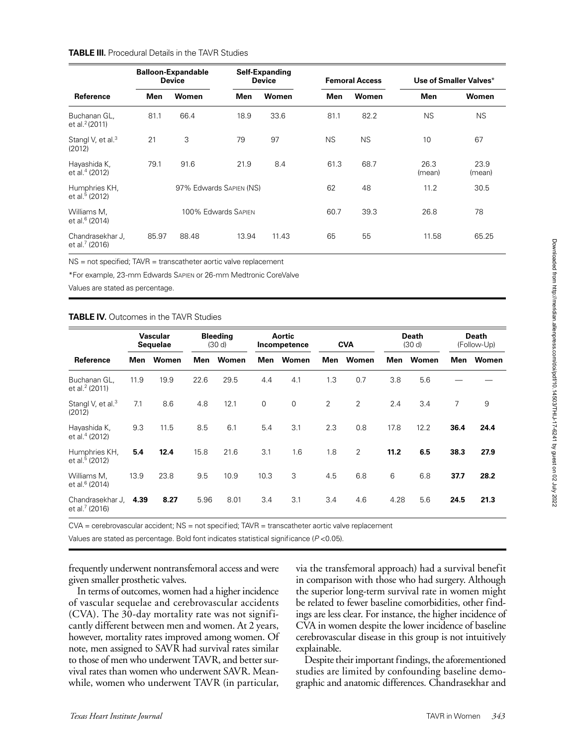**TABLE III.** Procedural Details in the TAVR Studies

| Reference | Balloon-Expandable Device | | Self-Expanding Device | | Femoral Access | | Use of Smaller Valves* | |
|---|---|---|---|---|---|---|---|---|
| | Men | Women | Men | Women | Men | Women | Men | Women |
| Buchanan GL, et al.[2] (2011) | 81.1 | 66.4 | 18.9 | 33.6 | 81.1 | 82.2 | NS | NS |
| Stangl V, et al.[3] (2012) | 21 | 3 | 79 | 97 | NS | NS | 10 | 67 |
| Hayashida K, et al.[4] (2012) | 79.1 | 91.6 | 21.9 | 8.4 | 61.3 | 68.7 | 26.3 (mean) | 23.9 (mean) |
| Humphries KH, et al.[5] (2012) | 97% Edwards SAPIEN (NS) | | | | 62 | 48 | 11.2 | 30.5 |
| Williams M, et al.[6] (2014) | 100% Edwards SAPIEN | | | | 60.7 | 39.3 | 26.8 | 78 |
| Chandrasekhar J, et al.[7] (2016) | 85.97 | 88.48 | 13.94 | 11.43 | 65 | 55 | 11.58 | 65.25 |

NS = not specified; TAVR = transcatheter aortic valve replacement

*For example, 23-mm Edwards SAPIEN or 26-mm Medtronic CoreValve

Values are stated as percentage.

**TABLE IV.** Outcomes in the TAVR Studies

| Reference | Vascular Sequelae | | Bleeding (30 d) | | Aortic Incompetence | | CVA | | Death (30 d) | | Death (Follow-Up) | |
|---|---|---|---|---|---|---|---|---|---|---|---|---|
| | Men | Women | Men | Women | Men | Women | Men | Women | Men | Women | Men | Women |
| Buchanan GL, et al.[2] (2011) | 11.9 | 19.9 | 22.6 | 29.5 | 4.4 | 4.1 | 1.3 | 0.7 | 3.8 | 5.6 | — | — |
| Stangl V, et al.[3] (2012) | 7.1 | 8.6 | 4.8 | 12.1 | 0 | 0 | 2 | 2 | 2.4 | 3.4 | 7 | 9 |
| Hayashida K, et al.[4] (2012) | 9.3 | 11.5 | 8.5 | 6.1 | 5.4 | 3.1 | 2.3 | 0.8 | 17.8 | 12.2 | **36.4** | **24.4** |
| Humphries KH, et al.[5] (2012) | **5.4** | **12.4** | 15.8 | 21.6 | 3.1 | 1.6 | 1.8 | 2 | **11.2** | **6.5** | **38.3** | **27.9** |
| Williams M, et al.[6] (2014) | 13.9 | 23.8 | 9.5 | 10.9 | 10.3 | 3 | 4.5 | 6.8 | 6 | 6.8 | **37.7** | **28.2** |
| Chandrasekhar J, et al.[7] (2016) | **4.39** | **8.27** | 5.96 | 8.01 | 3.4 | 3.1 | 3.4 | 4.6 | 4.28 | 5.6 | **24.5** | **21.3** |

CVA = cerebrovascular accident; NS = not specified; TAVR = transcatheter aortic valve replacement

Values are stated as percentage. Bold font indicates statistical significance ($P$ <0.05).

frequently underwent nontransfemoral access and were given smaller prosthetic valves.

In terms of outcomes, women had a higher incidence of vascular sequelae and cerebrovascular accidents (CVA). The 30-day mortality rate was not significantly different between men and women. At 2 years, however, mortality rates improved among women. Of note, men assigned to SAVR had survival rates similar to those of men who underwent TAVR, and better survival rates than women who underwent SAVR. Meanwhile, women who underwent TAVR (in particular, via the transfemoral approach) had a survival benefit in comparison with those who had surgery. Although the superior long-term survival rate in women might be related to fewer baseline comorbidities, other findings are less clear. For instance, the higher incidence of CVA in women despite the lower incidence of baseline cerebrovascular disease in this group is not intuitively explainable.

Despite their important findings, the aforementioned studies are limited by confounding baseline demographic and anatomic differences. Chandrasekhar and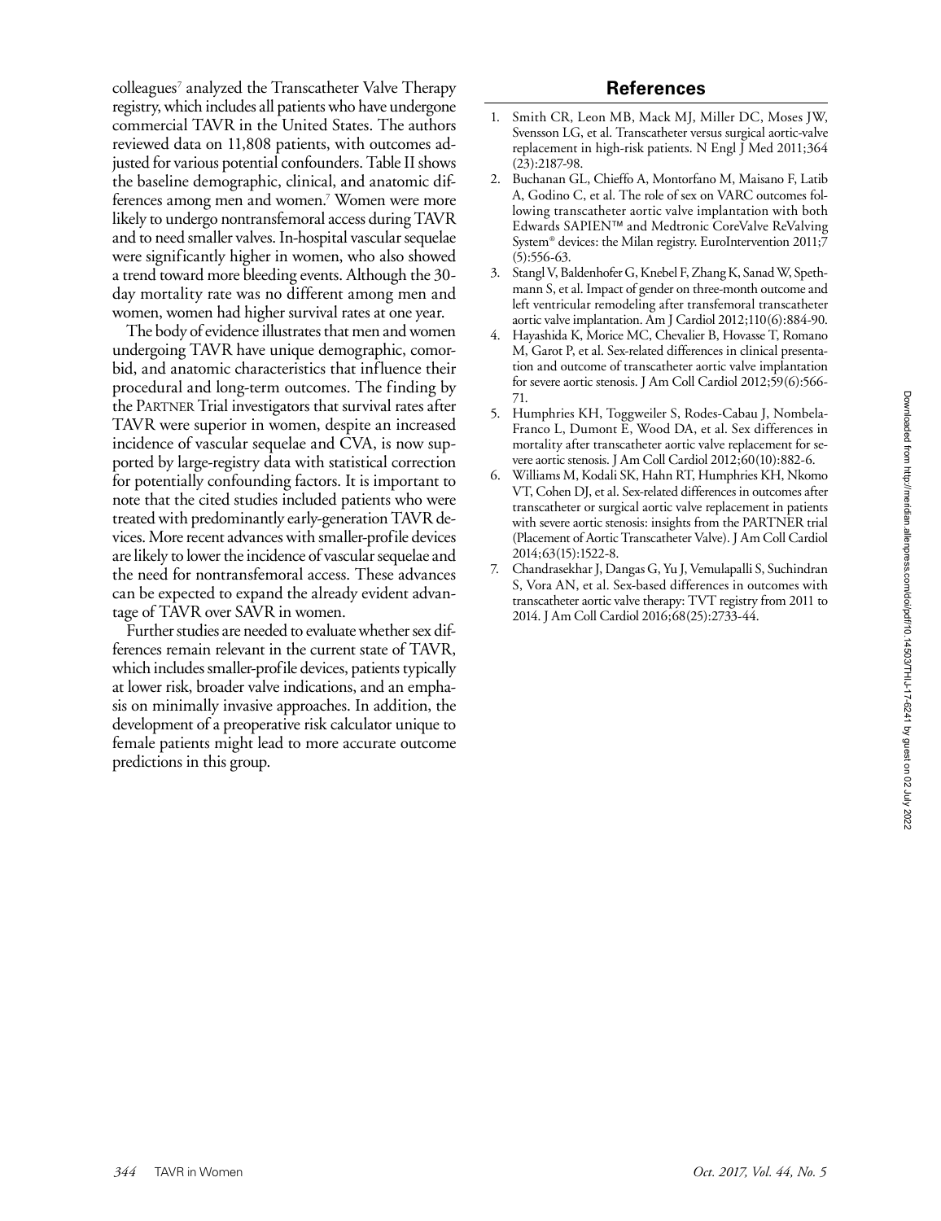colleagues[7] analyzed the Transcatheter Valve Therapy registry, which includes all patients who have undergone commercial TAVR in the United States. The authors reviewed data on 11,808 patients, with outcomes adjusted for various potential confounders. Table II shows the baseline demographic, clinical, and anatomic differences among men and women.[7] Women were more likely to undergo nontransfemoral access during TAVR and to need smaller valves. In-hospital vascular sequelae were significantly higher in women, who also showed a trend toward more bleeding events. Although the 30-day mortality rate was no different among men and women, women had higher survival rates at one year.

The body of evidence illustrates that men and women undergoing TAVR have unique demographic, comorbid, and anatomic characteristics that influence their procedural and long-term outcomes. The finding by the PARTNER Trial investigators that survival rates after TAVR were superior in women, despite an increased incidence of vascular sequelae and CVA, is now supported by large-registry data with statistical correction for potentially confounding factors. It is important to note that the cited studies included patients who were treated with predominantly early-generation TAVR devices. More recent advances with smaller-profile devices are likely to lower the incidence of vascular sequelae and the need for nontransfemoral access. These advances can be expected to expand the already evident advantage of TAVR over SAVR in women.

Further studies are needed to evaluate whether sex differences remain relevant in the current state of TAVR, which includes smaller-profile devices, patients typically at lower risk, broader valve indications, and an emphasis on minimally invasive approaches. In addition, the development of a preoperative risk calculator unique to female patients might lead to more accurate outcome predictions in this group.

## References

1. Smith CR, Leon MB, Mack MJ, Miller DC, Moses JW, Svensson LG, et al. Transcatheter versus surgical aortic-valve replacement in high-risk patients. N Engl J Med 2011;364 (23):2187-98.
2. Buchanan GL, Chieffo A, Montorfano M, Maisano F, Latib A, Godino C, et al. The role of sex on VARC outcomes following transcatheter aortic valve implantation with both Edwards SAPIEN™ and Medtronic CoreValve ReValving System® devices: the Milan registry. EuroIntervention 2011;7 (5):556-63.
3. Stangl V, Baldenhofer G, Knebel F, Zhang K, Sanad W, Spethmann S, et al. Impact of gender on three-month outcome and left ventricular remodeling after transfemoral transcatheter aortic valve implantation. Am J Cardiol 2012;110(6):884-90.
4. Hayashida K, Morice MC, Chevalier B, Hovasse T, Romano M, Garot P, et al. Sex-related differences in clinical presentation and outcome of transcatheter aortic valve implantation for severe aortic stenosis. J Am Coll Cardiol 2012;59(6):566-71.
5. Humphries KH, Toggweiler S, Rodes-Cabau J, Nombela-Franco L, Dumont E, Wood DA, et al. Sex differences in mortality after transcatheter aortic valve replacement for severe aortic stenosis. J Am Coll Cardiol 2012;60(10):882-6.
6. Williams M, Kodali SK, Hahn RT, Humphries KH, Nkomo VT, Cohen DJ, et al. Sex-related differences in outcomes after transcatheter or surgical aortic valve replacement in patients with severe aortic stenosis: insights from the PARTNER trial (Placement of Aortic Transcatheter Valve). J Am Coll Cardiol 2014;63(15):1522-8.
7. Chandrasekhar J, Dangas G, Yu J, Vemulapalli S, Suchindran S, Vora AN, et al. Sex-based differences in outcomes with transcatheter aortic valve therapy: TVT registry from 2011 to 2014. J Am Coll Cardiol 2016;68(25):2733-44.